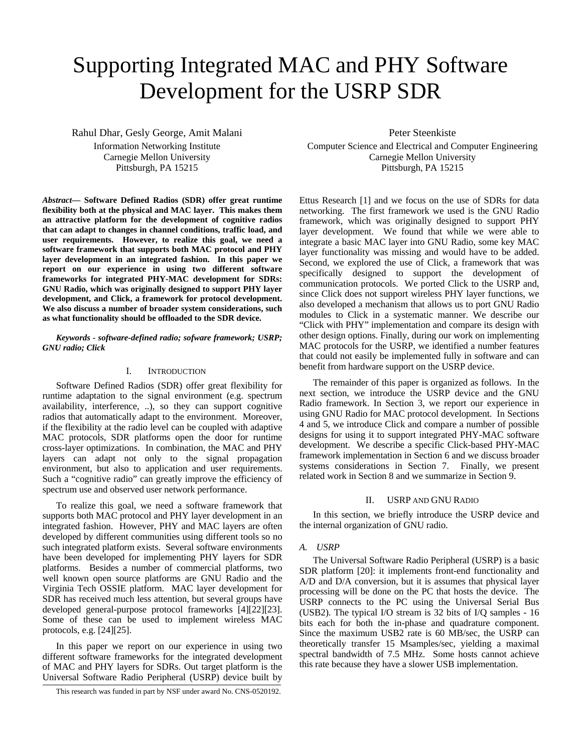# Supporting Integrated MAC and PHY Software Development for the USRP SDR

Rahul Dhar, Gesly George, Amit Malani
Information Networking Institute
Carnegie Mellon University
Pittsburgh, PA 15215

Peter Steenkiste
Computer Science and Electrical and Computer Engineering
Carnegie Mellon University
Pittsburgh, PA 15215

***Abstract*— Software Defined Radios (SDR) offer great runtime flexibility both at the physical and MAC layer. This makes them an attractive platform for the development of cognitive radios that can adapt to changes in channel conditions, traffic load, and user requirements. However, to realize this goal, we need a software framework that supports both MAC protocol and PHY layer development in an integrated fashion. In this paper we report on our experience in using two different software frameworks for integrated PHY-MAC development for SDRs: GNU Radio, which was originally designed to support PHY layer development, and Click, a framework for protocol development. We also discuss a number of broader system considerations, such as what functionality should be offloaded to the SDR device.**

***Keywords - software-defined radio; sofware framework; USRP; GNU radio; Click***

## I. Introduction

Software Defined Radios (SDR) offer great flexibility for runtime adaptation to the signal environment (e.g. spectrum availability, interference, ..), so they can support cognitive radios that automatically adapt to the environment. Moreover, if the flexibility at the radio level can be coupled with adaptive MAC protocols, SDR platforms open the door for runtime cross-layer optimizations. In combination, the MAC and PHY layers can adapt not only to the signal propagation environment, but also to application and user requirements. Such a "cognitive radio" can greatly improve the efficiency of spectrum use and observed user network performance.

To realize this goal, we need a software framework that supports both MAC protocol and PHY layer development in an integrated fashion. However, PHY and MAC layers are often developed by different communities using different tools so no such integrated platform exists. Several software environments have been developed for implementing PHY layers for SDR platforms. Besides a number of commercial platforms, two well known open source platforms are GNU Radio and the Virginia Tech OSSIE platform. MAC layer development for SDR has received much less attention, but several groups have developed general-purpose protocol frameworks [4][22][23]. Some of these can be used to implement wireless MAC protocols, e.g. [24][25].

In this paper we report on our experience in using two different software frameworks for the integrated development of MAC and PHY layers for SDRs. Out target platform is the Universal Software Radio Peripheral (USRP) device built by Ettus Research [1] and we focus on the use of SDRs for data networking. The first framework we used is the GNU Radio framework, which was originally designed to support PHY layer development. We found that while we were able to integrate a basic MAC layer into GNU Radio, some key MAC layer functionality was missing and would have to be added. Second, we explored the use of Click, a framework that was specifically designed to support the development of communication protocols. We ported Click to the USRP and, since Click does not support wireless PHY layer functions, we also developed a mechanism that allows us to port GNU Radio modules to Click in a systematic manner. We describe our "Click with PHY" implementation and compare its design with other design options. Finally, during our work on implementing MAC protocols for the USRP, we identified a number features that could not easily be implemented fully in software and can benefit from hardware support on the USRP device.

The remainder of this paper is organized as follows. In the next section, we introduce the USRP device and the GNU Radio framework. In Section 3, we report our experience in using GNU Radio for MAC protocol development. In Sections 4 and 5, we introduce Click and compare a number of possible designs for using it to support integrated PHY-MAC software development. We describe a specific Click-based PHY-MAC framework implementation in Section 6 and we discuss broader systems considerations in Section 7. Finally, we present related work in Section 8 and we summarize in Section 9.

## II. USRP and GNU Radio

In this section, we briefly introduce the USRP device and the internal organization of GNU radio.

### *A. USRP*

The Universal Software Radio Peripheral (USRP) is a basic SDR platform [20]: it implements front-end functionality and A/D and D/A conversion, but it is assumes that physical layer processing will be done on the PC that hosts the device. The USRP connects to the PC using the Universal Serial Bus (USB2). The typical I/O stream is 32 bits of I/Q samples - 16 bits each for both the in-phase and quadrature component. Since the maximum USB2 rate is 60 MB/sec, the USRP can theoretically transfer 15 Msamples/sec, yielding a maximal spectral bandwidth of 7.5 MHz. Some hosts cannot achieve this rate because they have a slower USB implementation.

This research was funded in part by NSF under award No. CNS-0520192.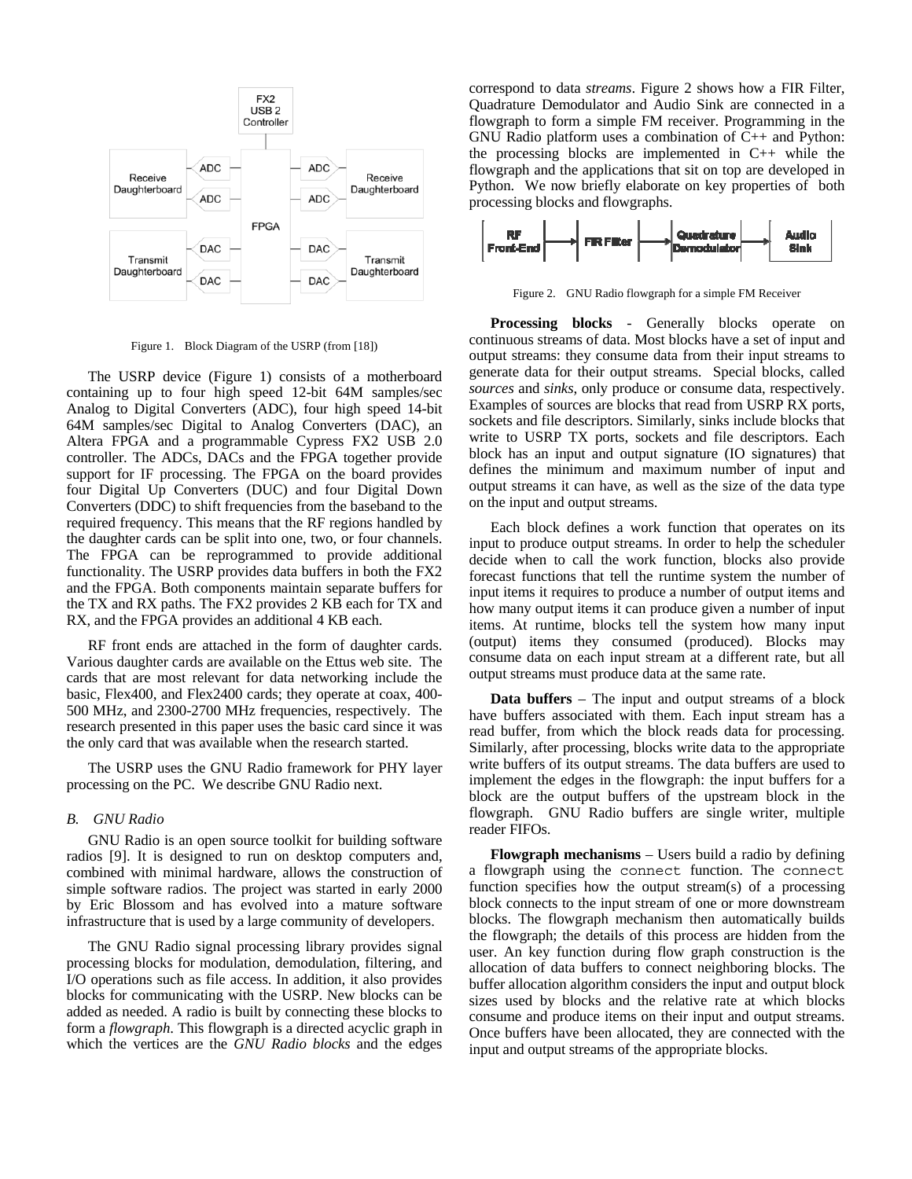FX2
USB 2
Controller

Receive
Daughterboard

ADC

ADC

FPGA

ADC

ADC

Receive
Daughterboard

Transmit
Daughterboard

DAC

DAC

DAC

DAC

Transmit
Daughterboard

Figure 1. Block Diagram of the USRP (from [18])

The USRP device (Figure 1) consists of a motherboard containing up to four high speed 12-bit 64M samples/sec Analog to Digital Converters (ADC), four high speed 14-bit 64M samples/sec Digital to Analog Converters (DAC), an Altera FPGA and a programmable Cypress FX2 USB 2.0 controller. The ADCs, DACs and the FPGA together provide support for IF processing. The FPGA on the board provides four Digital Up Converters (DUC) and four Digital Down Converters (DDC) to shift frequencies from the baseband to the required frequency. This means that the RF regions handled by the daughter cards can be split into one, two, or four channels. The FPGA can be reprogrammed to provide additional functionality. The USRP provides data buffers in both the FX2 and the FPGA. Both components maintain separate buffers for the TX and RX paths. The FX2 provides 2 KB each for TX and RX, and the FPGA provides an additional 4 KB each.

RF front ends are attached in the form of daughter cards. Various daughter cards are available on the Ettus web site. The cards that are most relevant for data networking include the basic, Flex400, and Flex2400 cards; they operate at coax, 400-500 MHz, and 2300-2700 MHz frequencies, respectively. The research presented in this paper uses the basic card since it was the only card that was available when the research started.

The USRP uses the GNU Radio framework for PHY layer processing on the PC. We describe GNU Radio next.

### *B. GNU Radio*

GNU Radio is an open source toolkit for building software radios [9]. It is designed to run on desktop computers and, combined with minimal hardware, allows the construction of simple software radios. The project was started in early 2000 by Eric Blossom and has evolved into a mature software infrastructure that is used by a large community of developers.

The GNU Radio signal processing library provides signal processing blocks for modulation, demodulation, filtering, and I/O operations such as file access. In addition, it also provides blocks for communicating with the USRP. New blocks can be added as needed. A radio is built by connecting these blocks to form a *flowgraph*. This flowgraph is a directed acyclic graph in which the vertices are the *GNU Radio blocks* and the edges correspond to data *streams*. Figure 2 shows how a FIR Filter, Quadrature Demodulator and Audio Sink are connected in a flowgraph to form a simple FM receiver. Programming in the GNU Radio platform uses a combination of C++ and Python: the processing blocks are implemented in C++ while the flowgraph and the applications that sit on top are developed in Python. We now briefly elaborate on key properties of both processing blocks and flowgraphs.

RF Front-End → FIR Filter → Quadrature Demodulator → Audio Sink

Figure 2. GNU Radio flowgraph for a simple FM Receiver

**Processing blocks** - Generally blocks operate on continuous streams of data. Most blocks have a set of input and output streams: they consume data from their input streams to generate data for their output streams. Special blocks, called *sources* and *sinks*, only produce or consume data, respectively. Examples of sources are blocks that read from USRP RX ports, sockets and file descriptors. Similarly, sinks include blocks that write to USRP TX ports, sockets and file descriptors. Each block has an input and output signature (IO signatures) that defines the minimum and maximum number of input and output streams it can have, as well as the size of the data type on the input and output streams.

Each block defines a work function that operates on its input to produce output streams. In order to help the scheduler decide when to call the work function, blocks also provide forecast functions that tell the runtime system the number of input items it requires to produce a number of output items and how many output items it can produce given a number of input items. At runtime, blocks tell the system how many input (output) items they consumed (produced). Blocks may consume data on each input stream at a different rate, but all output streams must produce data at the same rate.

**Data buffers** – The input and output streams of a block have buffers associated with them. Each input stream has a read buffer, from which the block reads data for processing. Similarly, after processing, blocks write data to the appropriate write buffers of its output streams. The data buffers are used to implement the edges in the flowgraph: the input buffers for a block are the output buffers of the upstream block in the flowgraph. GNU Radio buffers are single writer, multiple reader FIFOs.

**Flowgraph mechanisms** – Users build a radio by defining a flowgraph using the `connect` function. The `connect` function specifies how the output stream(s) of a processing block connects to the input stream of one or more downstream blocks. The flowgraph mechanism then automatically builds the flowgraph; the details of this process are hidden from the user. An key function during flow graph construction is the allocation of data buffers to connect neighboring blocks. The buffer allocation algorithm considers the input and output block sizes used by blocks and the relative rate at which blocks consume and produce items on their input and output streams. Once buffers have been allocated, they are connected with the input and output streams of the appropriate blocks.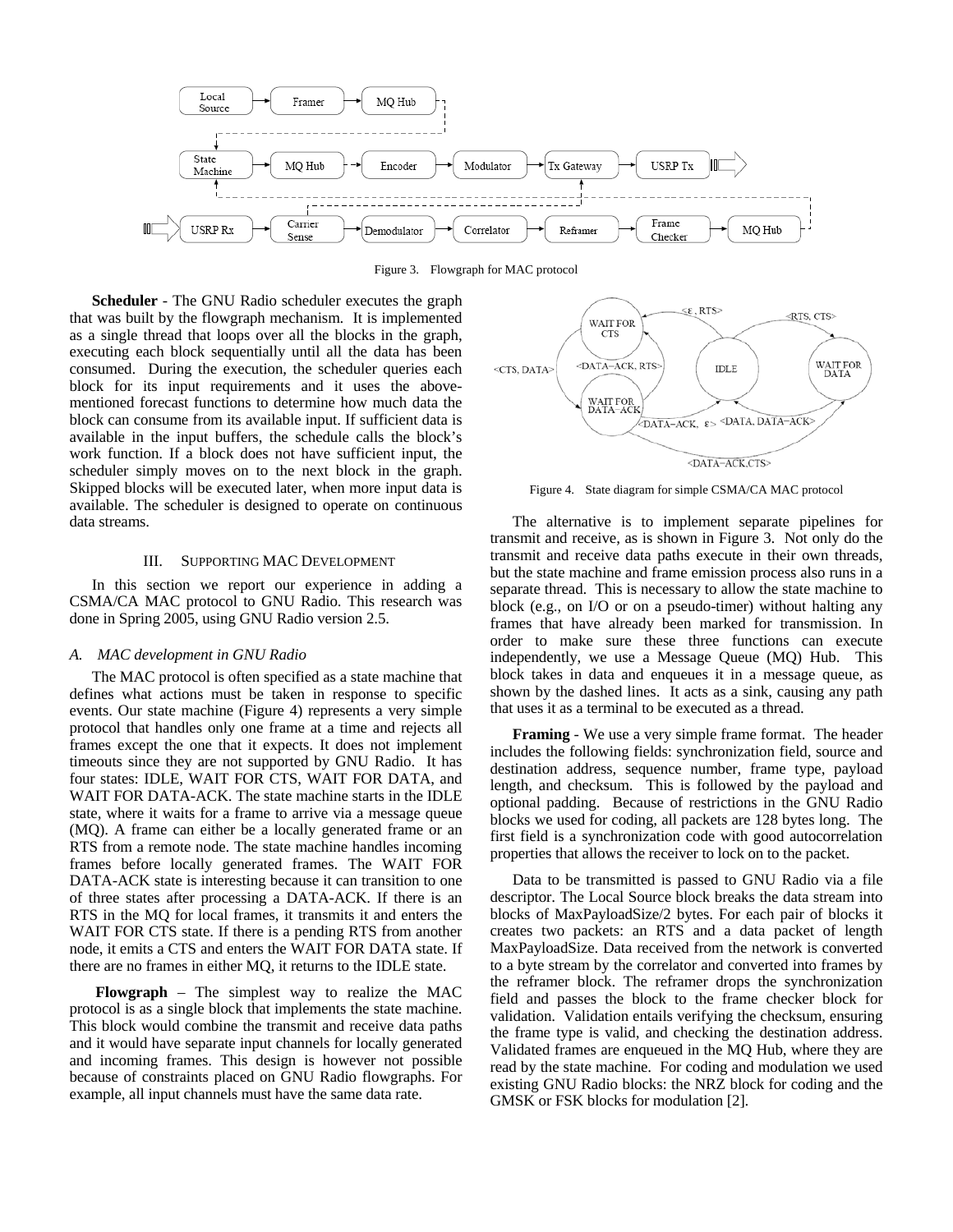Figure 3. Flowgraph for MAC protocol

**Scheduler** - The GNU Radio scheduler executes the graph that was built by the flowgraph mechanism. It is implemented as a single thread that loops over all the blocks in the graph, executing each block sequentially until all the data has been consumed. During the execution, the scheduler queries each block for its input requirements and it uses the above-mentioned forecast functions to determine how much data the block can consume from its available input. If sufficient data is available in the input buffers, the schedule calls the block's work function. If a block does not have sufficient input, the scheduler simply moves on to the next block in the graph. Skipped blocks will be executed later, when more input data is available. The scheduler is designed to operate on continuous data streams.

## III. SUPPORTING MAC DEVELOPMENT

In this section we report our experience in adding a CSMA/CA MAC protocol to GNU Radio. This research was done in Spring 2005, using GNU Radio version 2.5.

### *A. MAC development in GNU Radio*

The MAC protocol is often specified as a state machine that defines what actions must be taken in response to specific events. Our state machine (Figure 4) represents a very simple protocol that handles only one frame at a time and rejects all frames except the one that it expects. It does not implement timeouts since they are not supported by GNU Radio. It has four states: IDLE, WAIT FOR CTS, WAIT FOR DATA, and WAIT FOR DATA-ACK. The state machine starts in the IDLE state, where it waits for a frame to arrive via a message queue (MQ). A frame can either be a locally generated frame or an RTS from a remote node. The state machine handles incoming frames before locally generated frames. The WAIT FOR DATA-ACK state is interesting because it can transition to one of three states after processing a DATA-ACK. If there is an RTS in the MQ for local frames, it transmits it and enters the WAIT FOR CTS state. If there is a pending RTS from another node, it emits a CTS and enters the WAIT FOR DATA state. If there are no frames in either MQ, it returns to the IDLE state.

**Flowgraph** – The simplest way to realize the MAC protocol is as a single block that implements the state machine. This block would combine the transmit and receive data paths and it would have separate input channels for locally generated and incoming frames. This design is however not possible because of constraints placed on GNU Radio flowgraphs. For example, all input channels must have the same data rate.

Figure 4. State diagram for simple CSMA/CA MAC protocol

The alternative is to implement separate pipelines for transmit and receive, as is shown in Figure 3. Not only do the transmit and receive data paths execute in their own threads, but the state machine and frame emission process also runs in a separate thread. This is necessary to allow the state machine to block (e.g., on I/O or on a pseudo-timer) without halting any frames that have already been marked for transmission. In order to make sure these three functions can execute independently, we use a Message Queue (MQ) Hub. This block takes in data and enqueues it in a message queue, as shown by the dashed lines. It acts as a sink, causing any path that uses it as a terminal to be executed as a thread.

**Framing** - We use a very simple frame format. The header includes the following fields: synchronization field, source and destination address, sequence number, frame type, payload length, and checksum. This is followed by the payload and optional padding. Because of restrictions in the GNU Radio blocks we used for coding, all packets are 128 bytes long. The first field is a synchronization code with good autocorrelation properties that allows the receiver to lock on to the packet.

Data to be transmitted is passed to GNU Radio via a file descriptor. The Local Source block breaks the data stream into blocks of MaxPayloadSize/2 bytes. For each pair of blocks it creates two packets: an RTS and a data packet of length MaxPayloadSize. Data received from the network is converted to a byte stream by the correlator and converted into frames by the reframer block. The reframer drops the synchronization field and passes the block to the frame checker block for validation. Validation entails verifying the checksum, ensuring the frame type is valid, and checking the destination address. Validated frames are enqueued in the MQ Hub, where they are read by the state machine. For coding and modulation we used existing GNU Radio blocks: the NRZ block for coding and the GMSK or FSK blocks for modulation [2].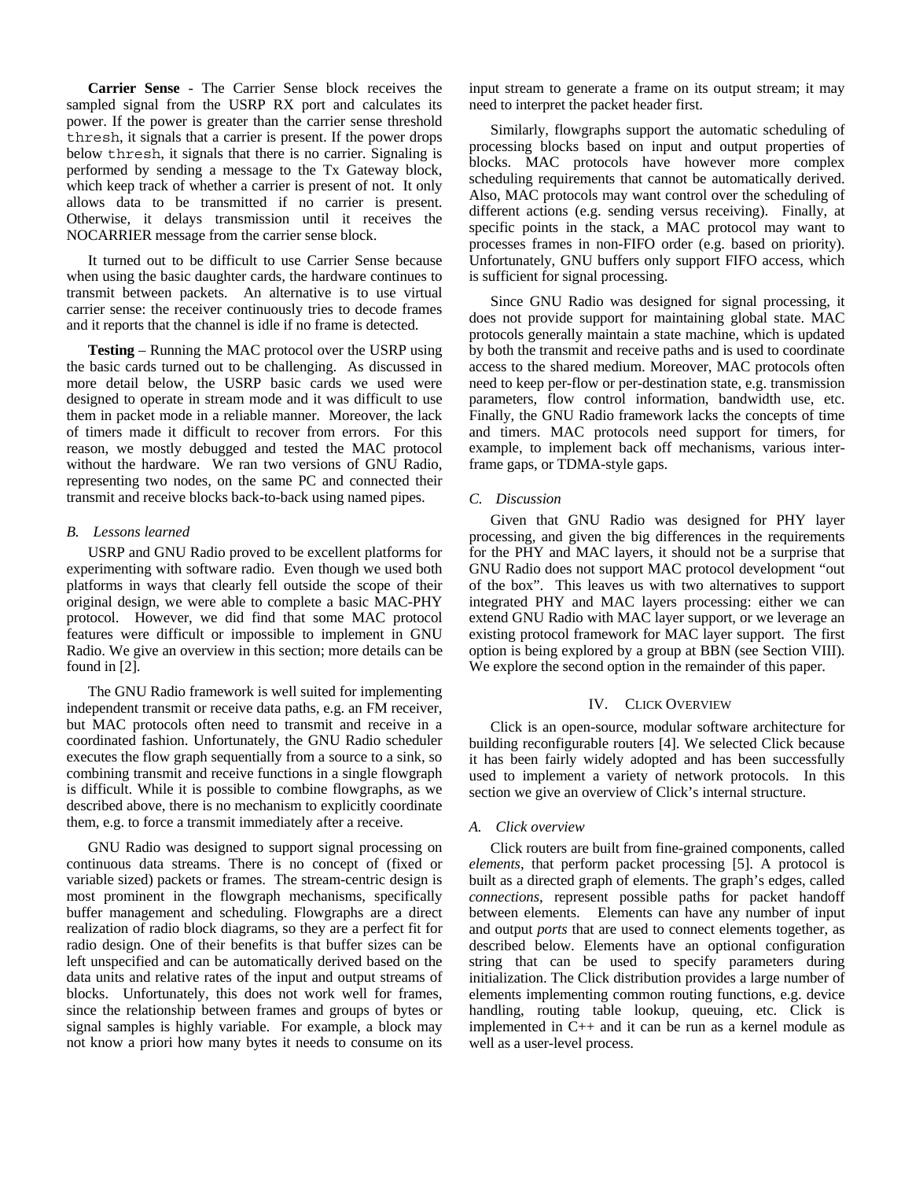**Carrier Sense** - The Carrier Sense block receives the sampled signal from the USRP RX port and calculates its power. If the power is greater than the carrier sense threshold `thresh`, it signals that a carrier is present. If the power drops below `thresh`, it signals that there is no carrier. Signaling is performed by sending a message to the Tx Gateway block, which keep track of whether a carrier is present of not. It only allows data to be transmitted if no carrier is present. Otherwise, it delays transmission until it receives the NOCARRIER message from the carrier sense block.

It turned out to be difficult to use Carrier Sense because when using the basic daughter cards, the hardware continues to transmit between packets. An alternative is to use virtual carrier sense: the receiver continuously tries to decode frames and it reports that the channel is idle if no frame is detected.

**Testing** – Running the MAC protocol over the USRP using the basic cards turned out to be challenging. As discussed in more detail below, the USRP basic cards we used were designed to operate in stream mode and it was difficult to use them in packet mode in a reliable manner. Moreover, the lack of timers made it difficult to recover from errors. For this reason, we mostly debugged and tested the MAC protocol without the hardware. We ran two versions of GNU Radio, representing two nodes, on the same PC and connected their transmit and receive blocks back-to-back using named pipes.

### *B. Lessons learned*

USRP and GNU Radio proved to be excellent platforms for experimenting with software radio. Even though we used both platforms in ways that clearly fell outside the scope of their original design, we were able to complete a basic MAC-PHY protocol. However, we did find that some MAC protocol features were difficult or impossible to implement in GNU Radio. We give an overview in this section; more details can be found in [2].

The GNU Radio framework is well suited for implementing independent transmit or receive data paths, e.g. an FM receiver, but MAC protocols often need to transmit and receive in a coordinated fashion. Unfortunately, the GNU Radio scheduler executes the flow graph sequentially from a source to a sink, so combining transmit and receive functions in a single flowgraph is difficult. While it is possible to combine flowgraphs, as we described above, there is no mechanism to explicitly coordinate them, e.g. to force a transmit immediately after a receive.

GNU Radio was designed to support signal processing on continuous data streams. There is no concept of (fixed or variable sized) packets or frames. The stream-centric design is most prominent in the flowgraph mechanisms, specifically buffer management and scheduling. Flowgraphs are a direct realization of radio block diagrams, so they are a perfect fit for radio design. One of their benefits is that buffer sizes can be left unspecified and can be automatically derived based on the data units and relative rates of the input and output streams of blocks. Unfortunately, this does not work well for frames, since the relationship between frames and groups of bytes or signal samples is highly variable. For example, a block may not know a priori how many bytes it needs to consume on its input stream to generate a frame on its output stream; it may need to interpret the packet header first.

Similarly, flowgraphs support the automatic scheduling of processing blocks based on input and output properties of blocks. MAC protocols have however more complex scheduling requirements that cannot be automatically derived. Also, MAC protocols may want control over the scheduling of different actions (e.g. sending versus receiving). Finally, at specific points in the stack, a MAC protocol may want to processes frames in non-FIFO order (e.g. based on priority). Unfortunately, GNU buffers only support FIFO access, which is sufficient for signal processing.

Since GNU Radio was designed for signal processing, it does not provide support for maintaining global state. MAC protocols generally maintain a state machine, which is updated by both the transmit and receive paths and is used to coordinate access to the shared medium. Moreover, MAC protocols often need to keep per-flow or per-destination state, e.g. transmission parameters, flow control information, bandwidth use, etc. Finally, the GNU Radio framework lacks the concepts of time and timers. MAC protocols need support for timers, for example, to implement back off mechanisms, various inter-frame gaps, or TDMA-style gaps.

### *C. Discussion*

Given that GNU Radio was designed for PHY layer processing, and given the big differences in the requirements for the PHY and MAC layers, it should not be a surprise that GNU Radio does not support MAC protocol development "out of the box". This leaves us with two alternatives to support integrated PHY and MAC layers processing: either we can extend GNU Radio with MAC layer support, or we leverage an existing protocol framework for MAC layer support. The first option is being explored by a group at BBN (see Section VIII). We explore the second option in the remainder of this paper.

## IV. Click Overview

Click is an open-source, modular software architecture for building reconfigurable routers [4]. We selected Click because it has been fairly widely adopted and has been successfully used to implement a variety of network protocols. In this section we give an overview of Click's internal structure.

### *A. Click overview*

Click routers are built from fine-grained components, called *elements*, that perform packet processing [5]. A protocol is built as a directed graph of elements. The graph's edges, called *connections*, represent possible paths for packet handoff between elements. Elements can have any number of input and output *ports* that are used to connect elements together, as described below. Elements have an optional configuration string that can be used to specify parameters during initialization. The Click distribution provides a large number of elements implementing common routing functions, e.g. device handling, routing table lookup, queuing, etc. Click is implemented in C++ and it can be run as a kernel module as well as a user-level process.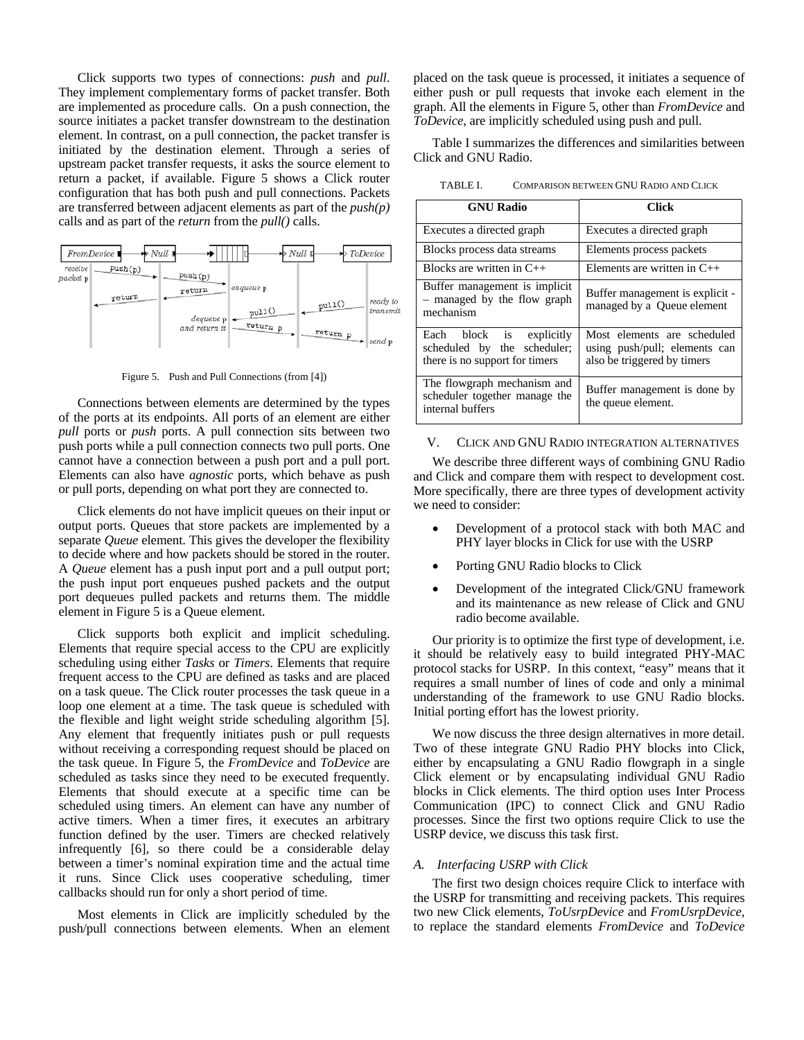Click supports two types of connections: *push* and *pull*. They implement complementary forms of packet transfer. Both are implemented as procedure calls. On a push connection, the source initiates a packet transfer downstream to the destination element. In contrast, on a pull connection, the packet transfer is initiated by the destination element. Through a series of upstream packet transfer requests, it asks the source element to return a packet, if available. Figure 5 shows a Click router configuration that has both push and pull connections. Packets are transferred between adjacent elements as part of the *push(p)* calls and as part of the *return* from the *pull()* calls.

Figure 5. Push and Pull Connections (from [4])

Connections between elements are determined by the types of the ports at its endpoints. All ports of an element are either *pull* ports or *push* ports. A pull connection sits between two push ports while a pull connection connects two pull ports. One cannot have a connection between a push port and a pull port. Elements can also have *agnostic* ports, which behave as push or pull ports, depending on what port they are connected to.

Click elements do not have implicit queues on their input or output ports. Queues that store packets are implemented by a separate *Queue* element. This gives the developer the flexibility to decide where and how packets should be stored in the router. A *Queue* element has a push input port and a pull output port; the push input port enqueues pushed packets and the output port dequeues pulled packets and returns them. The middle element in Figure 5 is a Queue element.

Click supports both explicit and implicit scheduling. Elements that require special access to the CPU are explicitly scheduling using either *Tasks* or *Timers*. Elements that require frequent access to the CPU are defined as tasks and are placed on a task queue. The Click router processes the task queue in a loop one element at a time. The task queue is scheduled with the flexible and light weight stride scheduling algorithm [5]. Any element that frequently initiates push or pull requests without receiving a corresponding request should be placed on the task queue. In Figure 5, the *FromDevice* and *ToDevice* are scheduled as tasks since they need to be executed frequently. Elements that should execute at a specific time can be scheduled using timers. An element can have any number of active timers. When a timer fires, it executes an arbitrary function defined by the user. Timers are checked relatively infrequently [6], so there could be a considerable delay between a timer's nominal expiration time and the actual time it runs. Since Click uses cooperative scheduling, timer callbacks should run for only a short period of time.

Most elements in Click are implicitly scheduled by the push/pull connections between elements. When an element placed on the task queue is processed, it initiates a sequence of either push or pull requests that invoke each element in the graph. All the elements in Figure 5, other than *FromDevice* and *ToDevice*, are implicitly scheduled using push and pull.

Table I summarizes the differences and similarities between Click and GNU Radio.

TABLE I. COMPARISON BETWEEN GNU RADIO AND CLICK

| GNU Radio | Click |
|---|---|
| Executes a directed graph | Executes a directed graph |
| Blocks process data streams | Elements process packets |
| Blocks are written in C++ | Elements are written in C++ |
| Buffer management is implicit – managed by the flow graph mechanism | Buffer management is explicit - managed by a Queue element |
| Each block is explicitly scheduled by the scheduler; there is no support for timers | Most elements are scheduled using push/pull; elements can also be triggered by timers |
| The flowgraph mechanism and scheduler together manage the internal buffers | Buffer management is done by the queue element. |

## V. CLICK AND GNU RADIO INTEGRATION ALTERNATIVES

We describe three different ways of combining GNU Radio and Click and compare them with respect to development cost. More specifically, there are three types of development activity we need to consider:

- Development of a protocol stack with both MAC and PHY layer blocks in Click for use with the USRP
- Porting GNU Radio blocks to Click
- Development of the integrated Click/GNU framework and its maintenance as new release of Click and GNU radio become available.

Our priority is to optimize the first type of development, i.e. it should be relatively easy to build integrated PHY-MAC protocol stacks for USRP. In this context, "easy" means that it requires a small number of lines of code and only a minimal understanding of the framework to use GNU Radio blocks. Initial porting effort has the lowest priority.

We now discuss the three design alternatives in more detail. Two of these integrate GNU Radio PHY blocks into Click, either by encapsulating a GNU Radio flowgraph in a single Click element or by encapsulating individual GNU Radio blocks in Click elements. The third option uses Inter Process Communication (IPC) to connect Click and GNU Radio processes. Since the first two options require Click to use the USRP device, we discuss this task first.

### *A. Interfacing USRP with Click*

The first two design choices require Click to interface with the USRP for transmitting and receiving packets. This requires two new Click elements, *ToUsrpDevice* and *FromUsrpDevice*, to replace the standard elements *FromDevice* and *ToDevice*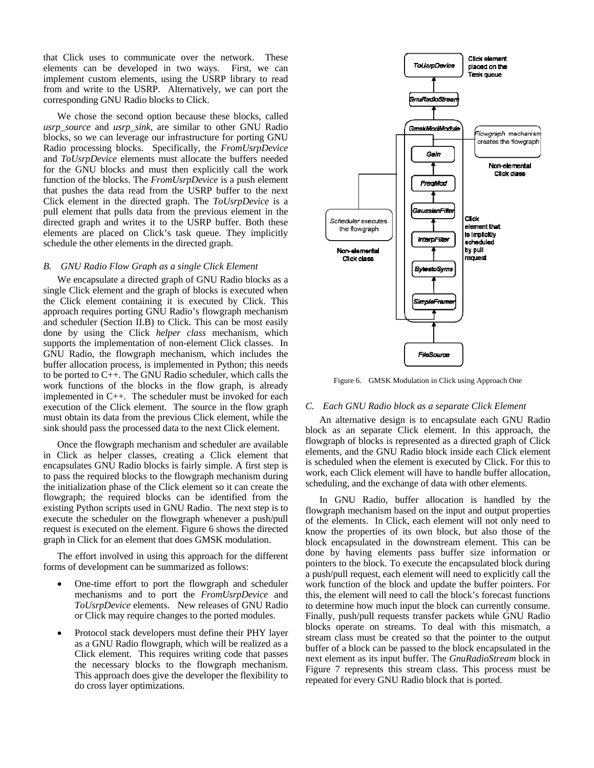that Click uses to communicate over the network. These elements can be developed in two ways. First, we can implement custom elements, using the USRP library to read from and write to the USRP. Alternatively, we can port the corresponding GNU Radio blocks to Click.

We chose the second option because these blocks, called *usrp_source* and *usrp_sink*, are similar to other GNU Radio blocks, so we can leverage our infrastructure for porting GNU Radio processing blocks. Specifically, the *FromUsrpDevice* and *ToUsrpDevice* elements must allocate the buffers needed for the GNU blocks and must then explicitly call the work function of the blocks. The *FromUsrpDevice* is a push element that pushes the data read from the USRP buffer to the next Click element in the directed graph. The *ToUsrpDevice* is a pull element that pulls data from the previous element in the directed graph and writes it to the USRP buffer. Both these elements are placed on Click's task queue. They implicitly schedule the other elements in the directed graph.

### *B. GNU Radio Flow Graph as a single Click Element*

We encapsulate a directed graph of GNU Radio blocks as a single Click element and the graph of blocks is executed when the Click element containing it is executed by Click. This approach requires porting GNU Radio's flowgraph mechanism and scheduler (Section II.B) to Click. This can be most easily done by using the Click *helper class* mechanism, which supports the implementation of non-element Click classes. In GNU Radio, the flowgraph mechanism, which includes the buffer allocation process, is implemented in Python; this needs to be ported to C++. The GNU Radio scheduler, which calls the work functions of the blocks in the flow graph, is already implemented in C++. The scheduler must be invoked for each execution of the Click element. The source in the flow graph must obtain its data from the previous Click element, while the sink should pass the processed data to the next Click element.

Once the flowgraph mechanism and scheduler are available in Click as helper classes, creating a Click element that encapsulates GNU Radio blocks is fairly simple. A first step is to pass the required blocks to the flowgraph mechanism during the initialization phase of the Click element so it can create the flowgraph; the required blocks can be identified from the existing Python scripts used in GNU Radio. The next step is to execute the scheduler on the flowgraph whenever a push/pull request is executed on the element. Figure 6 shows the directed graph in Click for an element that does GMSK modulation.

The effort involved in using this approach for the different forms of development can be summarized as follows:

- One-time effort to port the flowgraph and scheduler mechanisms and to port the *FromUsrpDevice* and *ToUsrpDevice* elements. New releases of GNU Radio or Click may require changes to the ported modules.
- Protocol stack developers must define their PHY layer as a GNU Radio flowgraph, which will be realized as a Click element. This requires writing code that passes the necessary blocks to the flowgraph mechanism. This approach does give the developer the flexibility to do cross layer optimizations.

ToUsrpDevice
Click element placed on the Task queue
GnuRadioStream
GmskModModule
Flowgraph mechanism creates the flowgraph
Non-elemental Click class
Gain
FreqMod
GaussianFilter
Scheduler executes the flowgraph
Non-elemental Click class
Click element that is implicitly scheduled by pull request
InterpFilter
BytestoSyms
SimpleFramer
FileSource

Figure 6. GMSK Modulation in Click using Approach One

### *C. Each GNU Radio block as a separate Click Element*

An alternative design is to encapsulate each GNU Radio block as an separate Click element. In this approach, the flowgraph of blocks is represented as a directed graph of Click elements, and the GNU Radio block inside each Click element is scheduled when the element is executed by Click. For this to work, each Click element will have to handle buffer allocation, scheduling, and the exchange of data with other elements.

In GNU Radio, buffer allocation is handled by the flowgraph mechanism based on the input and output properties of the elements. In Click, each element will not only need to know the properties of its own block, but also those of the block encapsulated in the downstream element. This can be done by having elements pass buffer size information or pointers to the block. To execute the encapsulated block during a push/pull request, each element will need to explicitly call the work function of the block and update the buffer pointers. For this, the element will need to call the block's forecast functions to determine how much input the block can currently consume. Finally, push/pull requests transfer packets while GNU Radio blocks operate on streams. To deal with this mismatch, a stream class must be created so that the pointer to the output buffer of a block can be passed to the block encapsulated in the next element as its input buffer. The *GnuRadioStream* block in Figure 7 represents this stream class. This process must be repeated for every GNU Radio block that is ported.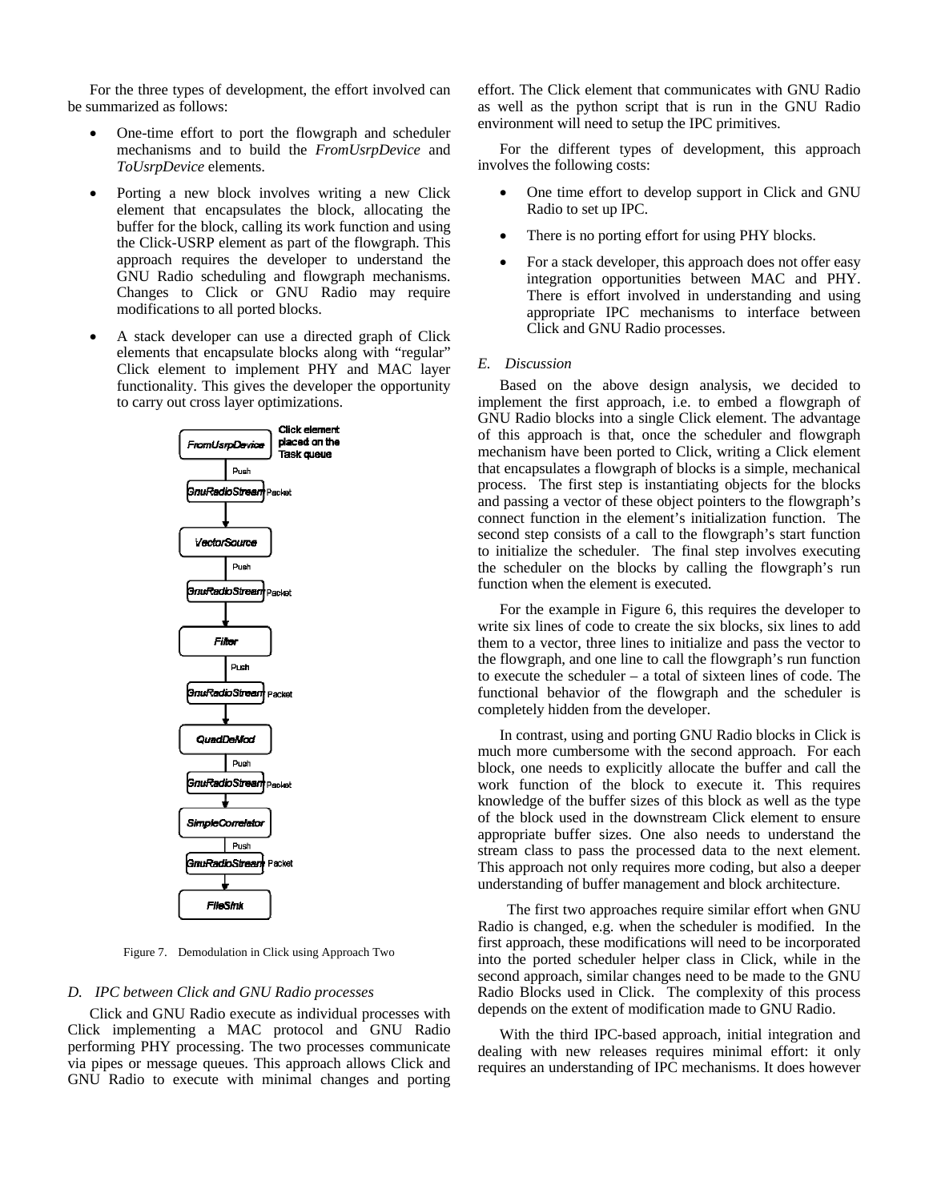For the three types of development, the effort involved can be summarized as follows:

- One-time effort to port the flowgraph and scheduler mechanisms and to build the *FromUsrpDevice* and *ToUsrpDevice* elements.
- Porting a new block involves writing a new Click element that encapsulates the block, allocating the buffer for the block, calling its work function and using the Click-USRP element as part of the flowgraph. This approach requires the developer to understand the GNU Radio scheduling and flowgraph mechanisms. Changes to Click or GNU Radio may require modifications to all ported blocks.
- A stack developer can use a directed graph of Click elements that encapsulate blocks along with "regular" Click element to implement PHY and MAC layer functionality. This gives the developer the opportunity to carry out cross layer optimizations.

FromUsrpDevice
Click element placed on the Task queue
Push
GnuRadioStream Packet
VectorSource
Push
GnuRadioStream Packet
Filter
Push
GnuRadioStream Packet
QuadDeMod
Push
GnuRadioStream Packet
SimpleCorrelator
Push
GnuRadioStream Packet
FileSink

Figure 7. Demodulation in Click using Approach Two

### D. IPC between Click and GNU Radio processes

Click and GNU Radio execute as individual processes with Click implementing a MAC protocol and GNU Radio performing PHY processing. The two processes communicate via pipes or message queues. This approach allows Click and GNU Radio to execute with minimal changes and porting effort. The Click element that communicates with GNU Radio as well as the python script that is run in the GNU Radio environment will need to setup the IPC primitives.

For the different types of development, this approach involves the following costs:

- One time effort to develop support in Click and GNU Radio to set up IPC.
- There is no porting effort for using PHY blocks.
- For a stack developer, this approach does not offer easy integration opportunities between MAC and PHY. There is effort involved in understanding and using appropriate IPC mechanisms to interface between Click and GNU Radio processes.

### E. Discussion

Based on the above design analysis, we decided to implement the first approach, i.e. to embed a flowgraph of GNU Radio blocks into a single Click element. The advantage of this approach is that, once the scheduler and flowgraph mechanism have been ported to Click, writing a Click element that encapsulates a flowgraph of blocks is a simple, mechanical process. The first step is instantiating objects for the blocks and passing a vector of these object pointers to the flowgraph's connect function in the element's initialization function. The second step consists of a call to the flowgraph's start function to initialize the scheduler. The final step involves executing the scheduler on the blocks by calling the flowgraph's run function when the element is executed.

For the example in Figure 6, this requires the developer to write six lines of code to create the six blocks, six lines to add them to a vector, three lines to initialize and pass the vector to the flowgraph, and one line to call the flowgraph's run function to execute the scheduler – a total of sixteen lines of code. The functional behavior of the flowgraph and the scheduler is completely hidden from the developer.

In contrast, using and porting GNU Radio blocks in Click is much more cumbersome with the second approach. For each block, one needs to explicitly allocate the buffer and call the work function of the block to execute it. This requires knowledge of the buffer sizes of this block as well as the type of the block used in the downstream Click element to ensure appropriate buffer sizes. One also needs to understand the stream class to pass the processed data to the next element. This approach not only requires more coding, but also a deeper understanding of buffer management and block architecture.

The first two approaches require similar effort when GNU Radio is changed, e.g. when the scheduler is modified. In the first approach, these modifications will need to be incorporated into the ported scheduler helper class in Click, while in the second approach, similar changes need to be made to the GNU Radio Blocks used in Click. The complexity of this process depends on the extent of modification made to GNU Radio.

With the third IPC-based approach, initial integration and dealing with new releases requires minimal effort: it only requires an understanding of IPC mechanisms. It does however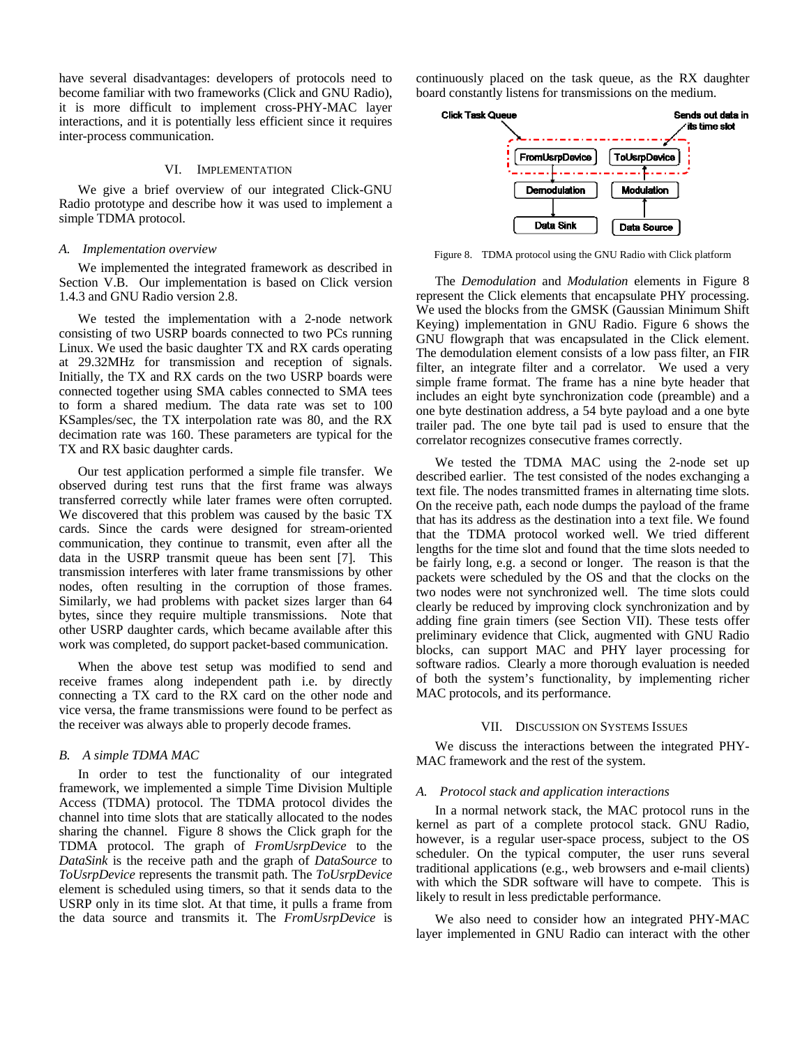have several disadvantages: developers of protocols need to become familiar with two frameworks (Click and GNU Radio), it is more difficult to implement cross-PHY-MAC layer interactions, and it is potentially less efficient since it requires inter-process communication.

## VI. Implementation

We give a brief overview of our integrated Click-GNU Radio prototype and describe how it was used to implement a simple TDMA protocol.

### *A. Implementation overview*

We implemented the integrated framework as described in Section V.B. Our implementation is based on Click version 1.4.3 and GNU Radio version 2.8.

We tested the implementation with a 2-node network consisting of two USRP boards connected to two PCs running Linux. We used the basic daughter TX and RX cards operating at 29.32MHz for transmission and reception of signals. Initially, the TX and RX cards on the two USRP boards were connected together using SMA cables connected to SMA tees to form a shared medium. The data rate was set to 100 KSamples/sec, the TX interpolation rate was 80, and the RX decimation rate was 160. These parameters are typical for the TX and RX basic daughter cards.

Our test application performed a simple file transfer. We observed during test runs that the first frame was always transferred correctly while later frames were often corrupted. We discovered that this problem was caused by the basic TX cards. Since the cards were designed for stream-oriented communication, they continue to transmit, even after all the data in the USRP transmit queue has been sent [7]. This transmission interferes with later frame transmissions by other nodes, often resulting in the corruption of those frames. Similarly, we had problems with packet sizes larger than 64 bytes, since they require multiple transmissions. Note that other USRP daughter cards, which became available after this work was completed, do support packet-based communication.

When the above test setup was modified to send and receive frames along independent path i.e. by directly connecting a TX card to the RX card on the other node and vice versa, the frame transmissions were found to be perfect as the receiver was always able to properly decode frames.

### *B. A simple TDMA MAC*

In order to test the functionality of our integrated framework, we implemented a simple Time Division Multiple Access (TDMA) protocol. The TDMA protocol divides the channel into time slots that are statically allocated to the nodes sharing the channel. Figure 8 shows the Click graph for the TDMA protocol. The graph of *FromUsrpDevice* to *DataSink* is the receive path and the graph of *DataSource* to *ToUsrpDevice* represents the transmit path. The *ToUsrpDevice* element is scheduled using timers, so that it sends data to the USRP only in its time slot. At that time, it pulls a frame from the data source and transmits it. The *FromUsrpDevice* is continuously placed on the task queue, as the RX daughter board constantly listens for transmissions on the medium.

Figure 8. TDMA protocol using the GNU Radio with Click platform

The *Demodulation* and *Modulation* elements in Figure 8 represent the Click elements that encapsulate PHY processing. We used the blocks from the GMSK (Gaussian Minimum Shift Keying) implementation in GNU Radio. Figure 6 shows the GNU flowgraph that was encapsulated in the Click element. The demodulation element consists of a low pass filter, an FIR filter, an integrate filter and a correlator. We used a very simple frame format. The frame has a nine byte header that includes an eight byte synchronization code (preamble) and a one byte destination address, a 54 byte payload and a one byte trailer pad. The one byte tail pad is used to ensure that the correlator recognizes consecutive frames correctly.

We tested the TDMA MAC using the 2-node set up described earlier. The test consisted of the nodes exchanging a text file. The nodes transmitted frames in alternating time slots. On the receive path, each node dumps the payload of the frame that has its address as the destination into a text file. We found that the TDMA protocol worked well. We tried different lengths for the time slot and found that the time slots needed to be fairly long, e.g. a second or longer. The reason is that the packets were scheduled by the OS and that the clocks on the two nodes were not synchronized well. The time slots could clearly be reduced by improving clock synchronization and by adding fine grain timers (see Section VII). These tests offer preliminary evidence that Click, augmented with GNU Radio blocks, can support MAC and PHY layer processing for software radios. Clearly a more thorough evaluation is needed of both the system's functionality, by implementing richer MAC protocols, and its performance.

## VII. Discussion on Systems Issues

We discuss the interactions between the integrated PHY-MAC framework and the rest of the system.

### *A. Protocol stack and application interactions*

In a normal network stack, the MAC protocol runs in the kernel as part of a complete protocol stack. GNU Radio, however, is a regular user-space process, subject to the OS scheduler. On the typical computer, the user runs several traditional applications (e.g., web browsers and e-mail clients) with which the SDR software will have to compete. This is likely to result in less predictable performance.

We also need to consider how an integrated PHY-MAC layer implemented in GNU Radio can interact with the other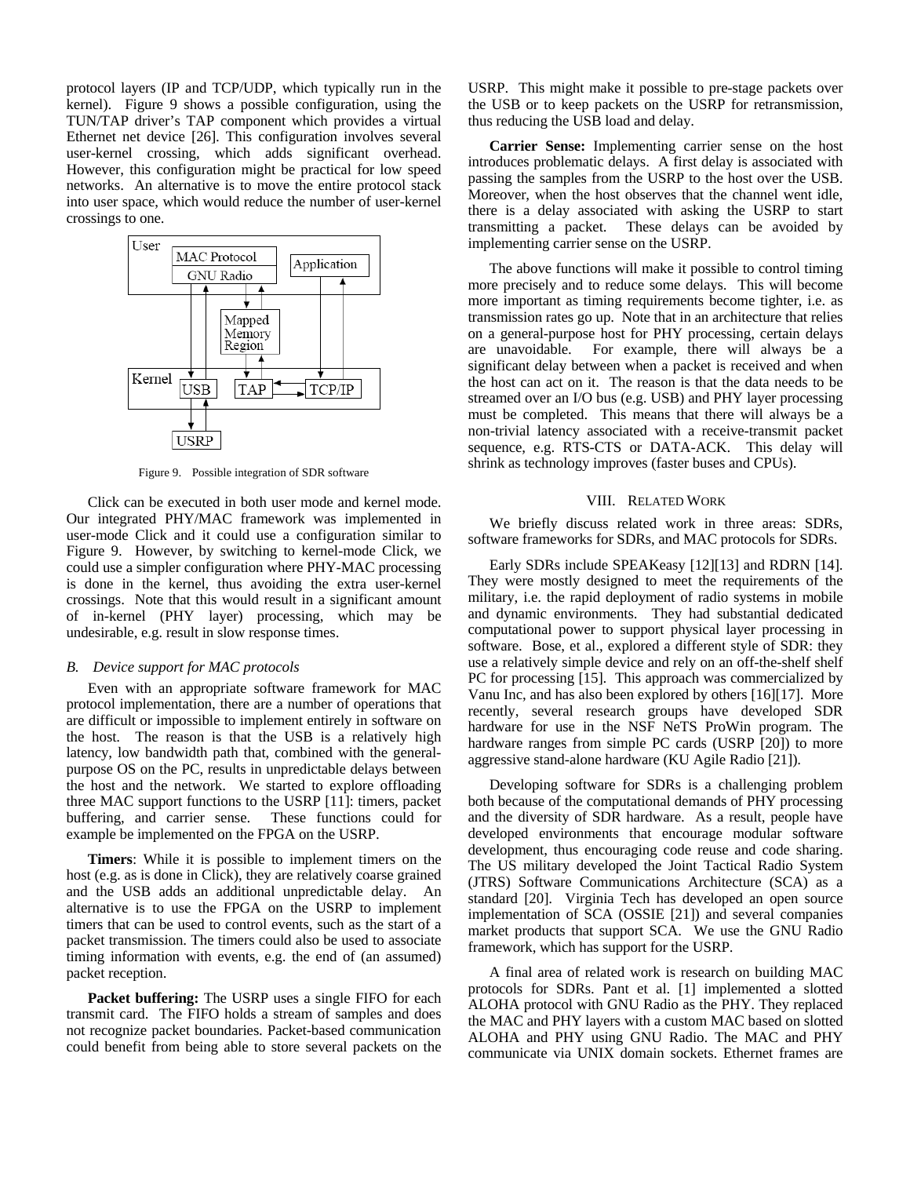protocol layers (IP and TCP/UDP, which typically run in the kernel). Figure 9 shows a possible configuration, using the TUN/TAP driver's TAP component which provides a virtual Ethernet net device [26]. This configuration involves several user-kernel crossing, which adds significant overhead. However, this configuration might be practical for low speed networks. An alternative is to move the entire protocol stack into user space, which would reduce the number of user-kernel crossings to one.

Figure 9. Possible integration of SDR software

Click can be executed in both user mode and kernel mode. Our integrated PHY/MAC framework was implemented in user-mode Click and it could use a configuration similar to Figure 9. However, by switching to kernel-mode Click, we could use a simpler configuration where PHY-MAC processing is done in the kernel, thus avoiding the extra user-kernel crossings. Note that this would result in a significant amount of in-kernel (PHY layer) processing, which may be undesirable, e.g. result in slow response times.

### *B. Device support for MAC protocols*

Even with an appropriate software framework for MAC protocol implementation, there are a number of operations that are difficult or impossible to implement entirely in software on the host. The reason is that the USB is a relatively high latency, low bandwidth path that, combined with the general-purpose OS on the PC, results in unpredictable delays between the host and the network. We started to explore offloading three MAC support functions to the USRP [11]: timers, packet buffering, and carrier sense. These functions could for example be implemented on the FPGA on the USRP.

**Timers**: While it is possible to implement timers on the host (e.g. as is done in Click), they are relatively coarse grained and the USB adds an additional unpredictable delay. An alternative is to use the FPGA on the USRP to implement timers that can be used to control events, such as the start of a packet transmission. The timers could also be used to associate timing information with events, e.g. the end of (an assumed) packet reception.

**Packet buffering:** The USRP uses a single FIFO for each transmit card. The FIFO holds a stream of samples and does not recognize packet boundaries. Packet-based communication could benefit from being able to store several packets on the USRP. This might make it possible to pre-stage packets over the USB or to keep packets on the USRP for retransmission, thus reducing the USB load and delay.

**Carrier Sense:** Implementing carrier sense on the host introduces problematic delays. A first delay is associated with passing the samples from the USRP to the host over the USB. Moreover, when the host observes that the channel went idle, there is a delay associated with asking the USRP to start transmitting a packet. These delays can be avoided by implementing carrier sense on the USRP.

The above functions will make it possible to control timing more precisely and to reduce some delays. This will become more important as timing requirements become tighter, i.e. as transmission rates go up. Note that in an architecture that relies on a general-purpose host for PHY processing, certain delays are unavoidable. For example, there will always be a significant delay between when a packet is received and when the host can act on it. The reason is that the data needs to be streamed over an I/O bus (e.g. USB) and PHY layer processing must be completed. This means that there will always be a non-trivial latency associated with a receive-transmit packet sequence, e.g. RTS-CTS or DATA-ACK. This delay will shrink as technology improves (faster buses and CPUs).

## VIII. RELATED WORK

We briefly discuss related work in three areas: SDRs, software frameworks for SDRs, and MAC protocols for SDRs.

Early SDRs include SPEAKeasy [12][13] and RDRN [14]. They were mostly designed to meet the requirements of the military, i.e. the rapid deployment of radio systems in mobile and dynamic environments. They had substantial dedicated computational power to support physical layer processing in software. Bose, et al., explored a different style of SDR: they use a relatively simple device and rely on an off-the-shelf shelf PC for processing [15]. This approach was commercialized by Vanu Inc, and has also been explored by others [16][17]. More recently, several research groups have developed SDR hardware for use in the NSF NeTS ProWin program. The hardware ranges from simple PC cards (USRP [20]) to more aggressive stand-alone hardware (KU Agile Radio [21]).

Developing software for SDRs is a challenging problem both because of the computational demands of PHY processing and the diversity of SDR hardware. As a result, people have developed environments that encourage modular software development, thus encouraging code reuse and code sharing. The US military developed the Joint Tactical Radio System (JTRS) Software Communications Architecture (SCA) as a standard [20]. Virginia Tech has developed an open source implementation of SCA (OSSIE [21]) and several companies market products that support SCA. We use the GNU Radio framework, which has support for the USRP.

A final area of related work is research on building MAC protocols for SDRs. Pant et al. [1] implemented a slotted ALOHA protocol with GNU Radio as the PHY. They replaced the MAC and PHY layers with a custom MAC based on slotted ALOHA and PHY using GNU Radio. The MAC and PHY communicate via UNIX domain sockets. Ethernet frames are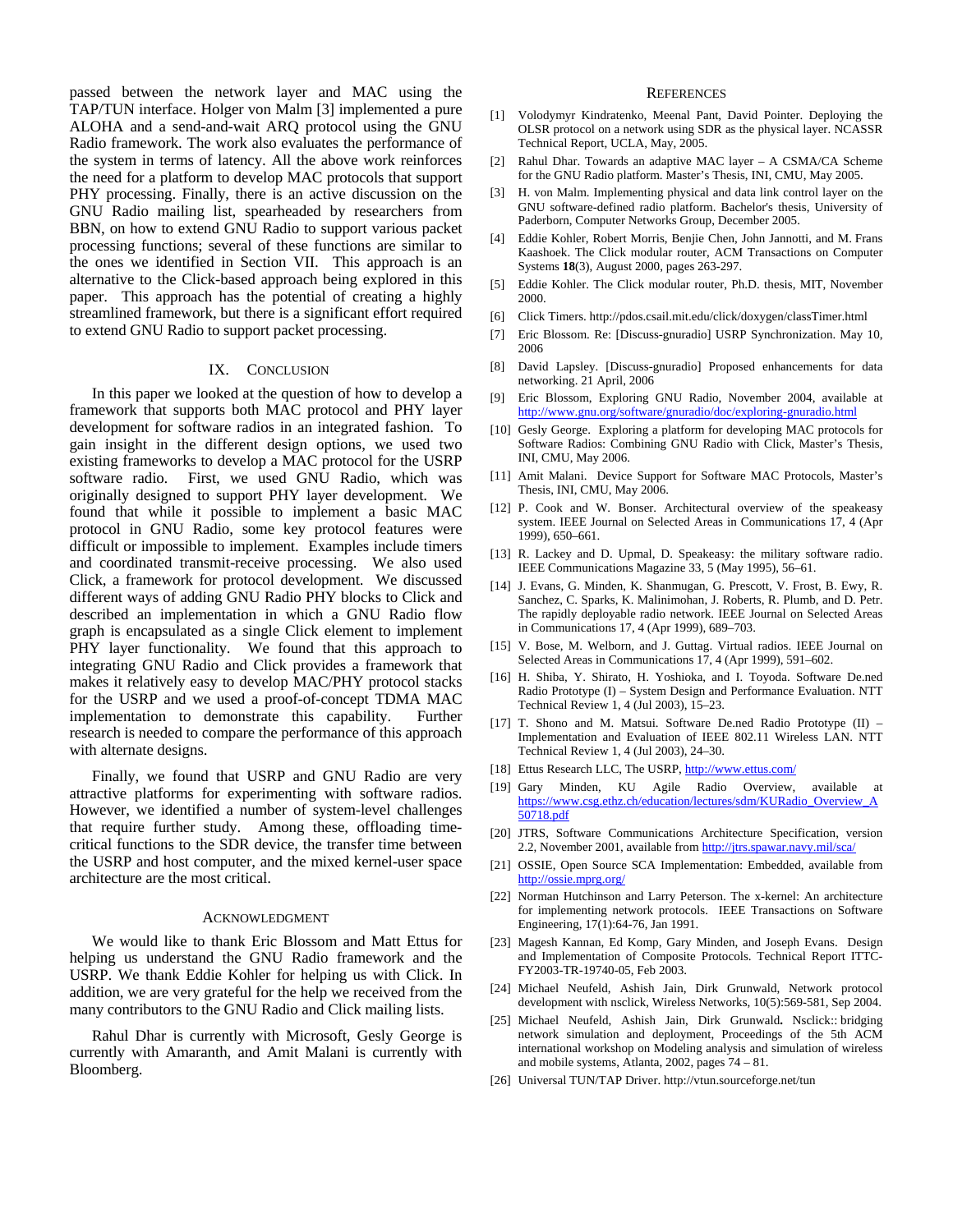passed between the network layer and MAC using the TAP/TUN interface. Holger von Malm [3] implemented a pure ALOHA and a send-and-wait ARQ protocol using the GNU Radio framework. The work also evaluates the performance of the system in terms of latency. All the above work reinforces the need for a platform to develop MAC protocols that support PHY processing. Finally, there is an active discussion on the GNU Radio mailing list, spearheaded by researchers from BBN, on how to extend GNU Radio to support various packet processing functions; several of these functions are similar to the ones we identified in Section VII. This approach is an alternative to the Click-based approach being explored in this paper. This approach has the potential of creating a highly streamlined framework, but there is a significant effort required to extend GNU Radio to support packet processing.

## IX. Conclusion

In this paper we looked at the question of how to develop a framework that supports both MAC protocol and PHY layer development for software radios in an integrated fashion. To gain insight in the different design options, we used two existing frameworks to develop a MAC protocol for the USRP software radio. First, we used GNU Radio, which was originally designed to support PHY layer development. We found that while it possible to implement a basic MAC protocol in GNU Radio, some key protocol features were difficult or impossible to implement. Examples include timers and coordinated transmit-receive processing. We also used Click, a framework for protocol development. We discussed different ways of adding GNU Radio PHY blocks to Click and described an implementation in which a GNU Radio flow graph is encapsulated as a single Click element to implement PHY layer functionality. We found that this approach to integrating GNU Radio and Click provides a framework that makes it relatively easy to develop MAC/PHY protocol stacks for the USRP and we used a proof-of-concept TDMA MAC implementation to demonstrate this capability. Further research is needed to compare the performance of this approach with alternate designs.

Finally, we found that USRP and GNU Radio are very attractive platforms for experimenting with software radios. However, we identified a number of system-level challenges that require further study. Among these, offloading time-critical functions to the SDR device, the transfer time between the USRP and host computer, and the mixed kernel-user space architecture are the most critical.

## Acknowledgment

We would like to thank Eric Blossom and Matt Ettus for helping us understand the GNU Radio framework and the USRP. We thank Eddie Kohler for helping us with Click. In addition, we are very grateful for the help we received from the many contributors to the GNU Radio and Click mailing lists.

Rahul Dhar is currently with Microsoft, Gesly George is currently with Amaranth, and Amit Malani is currently with Bloomberg.

## References

[1] Volodymyr Kindratenko, Meenal Pant, David Pointer. Deploying the OLSR protocol on a network using SDR as the physical layer. NCASSR Technical Report, UCLA, May, 2005.

[2] Rahul Dhar. Towards an adaptive MAC layer – A CSMA/CA Scheme for the GNU Radio platform. Master's Thesis, INI, CMU, May 2005.

[3] H. von Malm. Implementing physical and data link control layer on the GNU software-defined radio platform. Bachelor's thesis, University of Paderborn, Computer Networks Group, December 2005.

[4] Eddie Kohler, Robert Morris, Benjie Chen, John Jannotti, and M. Frans Kaashoek. The Click modular router, ACM Transactions on Computer Systems **18**(3), August 2000, pages 263-297.

[5] Eddie Kohler. The Click modular router, Ph.D. thesis, MIT, November 2000.

[6] Click Timers. http://pdos.csail.mit.edu/click/doxygen/classTimer.html

[7] Eric Blossom. Re: [Discuss-gnuradio] USRP Synchronization. May 10, 2006

[8] David Lapsley. [Discuss-gnuradio] Proposed enhancements for data networking. 21 April, 2006

[9] Eric Blossom, Exploring GNU Radio, November 2004, available at http://www.gnu.org/software/gnuradio/doc/exploring-gnuradio.html

[10] Gesly George. Exploring a platform for developing MAC protocols for Software Radios: Combining GNU Radio with Click, Master's Thesis, INI, CMU, May 2006.

[11] Amit Malani. Device Support for Software MAC Protocols, Master's Thesis, INI, CMU, May 2006.

[12] P. Cook and W. Bonser. Architectural overview of the speakeasy system. IEEE Journal on Selected Areas in Communications 17, 4 (Apr 1999), 650–661.

[13] R. Lackey and D. Upmal, D. Speakeasy: the military software radio. IEEE Communications Magazine 33, 5 (May 1995), 56–61.

[14] J. Evans, G. Minden, K. Shanmugan, G. Prescott, V. Frost, B. Ewy, R. Sanchez, C. Sparks, K. Malinimohan, J. Roberts, R. Plumb, and D. Petr. The rapidly deployable radio network. IEEE Journal on Selected Areas in Communications 17, 4 (Apr 1999), 689–703.

[15] V. Bose, M. Welborn, and J. Guttag. Virtual radios. IEEE Journal on Selected Areas in Communications 17, 4 (Apr 1999), 591–602.

[16] H. Shiba, Y. Shirato, H. Yoshioka, and I. Toyoda. Software De.ned Radio Prototype (I) – System Design and Performance Evaluation. NTT Technical Review 1, 4 (Jul 2003), 15–23.

[17] T. Shono and M. Matsui. Software De.ned Radio Prototype (II) – Implementation and Evaluation of IEEE 802.11 Wireless LAN. NTT Technical Review 1, 4 (Jul 2003), 24–30.

[18] Ettus Research LLC, The USRP, http://www.ettus.com/

[19] Gary Minden, KU Agile Radio Overview, available at https://www.csg.ethz.ch/education/lectures/sdm/KURadio_Overview_A50718.pdf

[20] JTRS, Software Communications Architecture Specification, version 2.2, November 2001, available from http://jtrs.spawar.navy.mil/sca/

[21] OSSIE, Open Source SCA Implementation: Embedded, available from http://ossie.mprg.org/

[22] Norman Hutchinson and Larry Peterson. The x-kernel: An architecture for implementing network protocols. IEEE Transactions on Software Engineering, 17(1):64-76, Jan 1991.

[23] Magesh Kannan, Ed Komp, Gary Minden, and Joseph Evans. Design and Implementation of Composite Protocols. Technical Report ITTC-FY2003-TR-19740-05, Feb 2003.

[24] Michael Neufeld, Ashish Jain, Dirk Grunwald, Network protocol development with nsclick, Wireless Networks, 10(5):569-581, Sep 2004.

[25] Michael Neufeld, Ashish Jain, Dirk Grunwald**.** Nsclick:: bridging network simulation and deployment, Proceedings of the 5th ACM international workshop on Modeling analysis and simulation of wireless and mobile systems, Atlanta, 2002, pages 74 – 81.

[26] Universal TUN/TAP Driver. http://vtun.sourceforge.net/tun